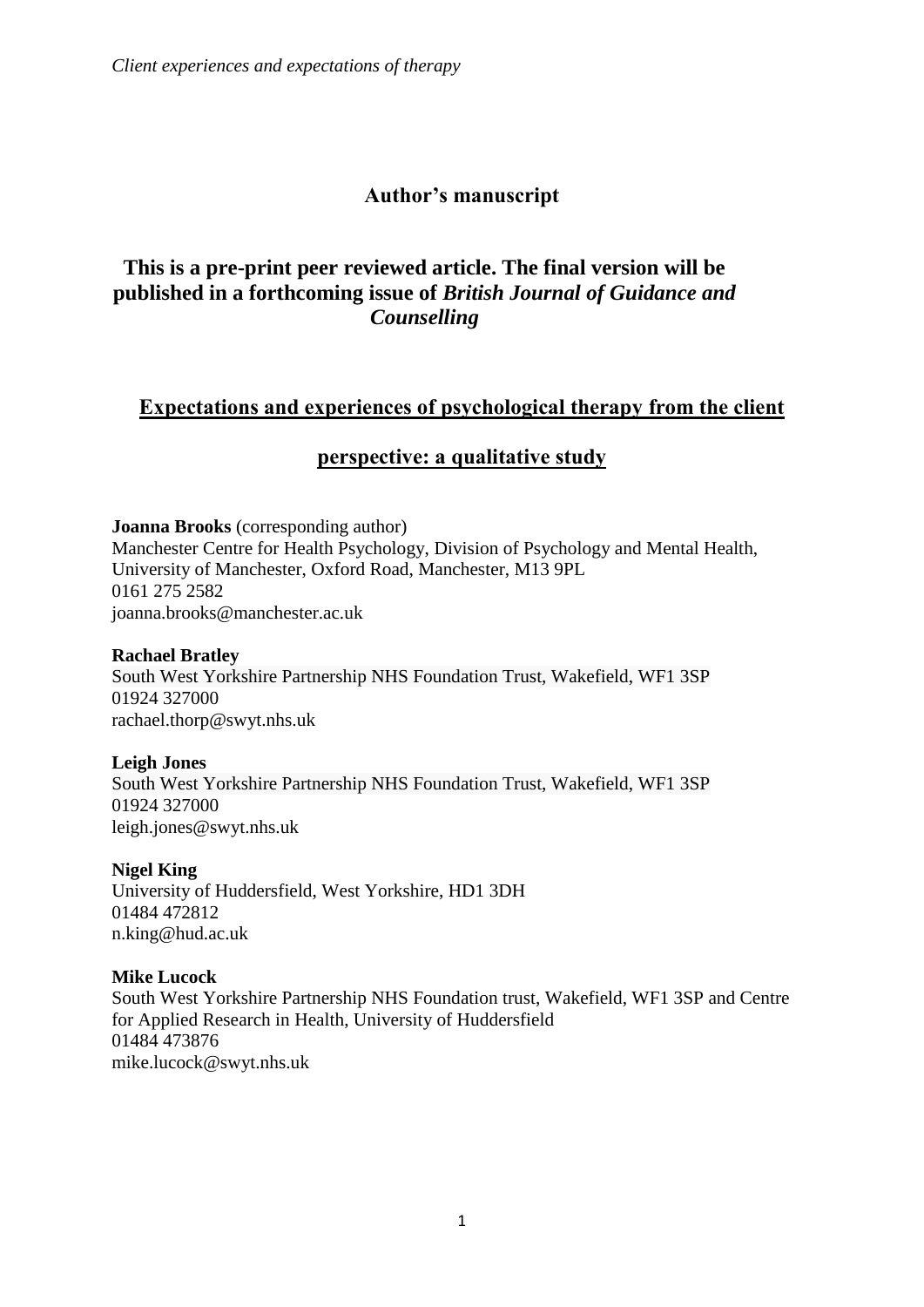**Author's manuscript**

**This is a pre-print peer reviewed article. The final version will be published in a forthcoming issue of *British Journal of Guidance and Counselling***

# Expectations and experiences of psychological therapy from the client perspective: a qualitative study

**Joanna Brooks** (corresponding author)
Manchester Centre for Health Psychology, Division of Psychology and Mental Health, University of Manchester, Oxford Road, Manchester, M13 9PL
0161 275 2582
joanna.brooks@manchester.ac.uk

**Rachael Bratley**
South West Yorkshire Partnership NHS Foundation Trust, Wakefield, WF1 3SP
01924 327000
rachael.thorp@swyt.nhs.uk

**Leigh Jones**
South West Yorkshire Partnership NHS Foundation Trust, Wakefield, WF1 3SP
01924 327000
leigh.jones@swyt.nhs.uk

**Nigel King**
University of Huddersfield, West Yorkshire, HD1 3DH
01484 472812
n.king@hud.ac.uk

**Mike Lucock**
South West Yorkshire Partnership NHS Foundation trust, Wakefield, WF1 3SP and Centre for Applied Research in Health, University of Huddersfield
01484 473876
mike.lucock@swyt.nhs.uk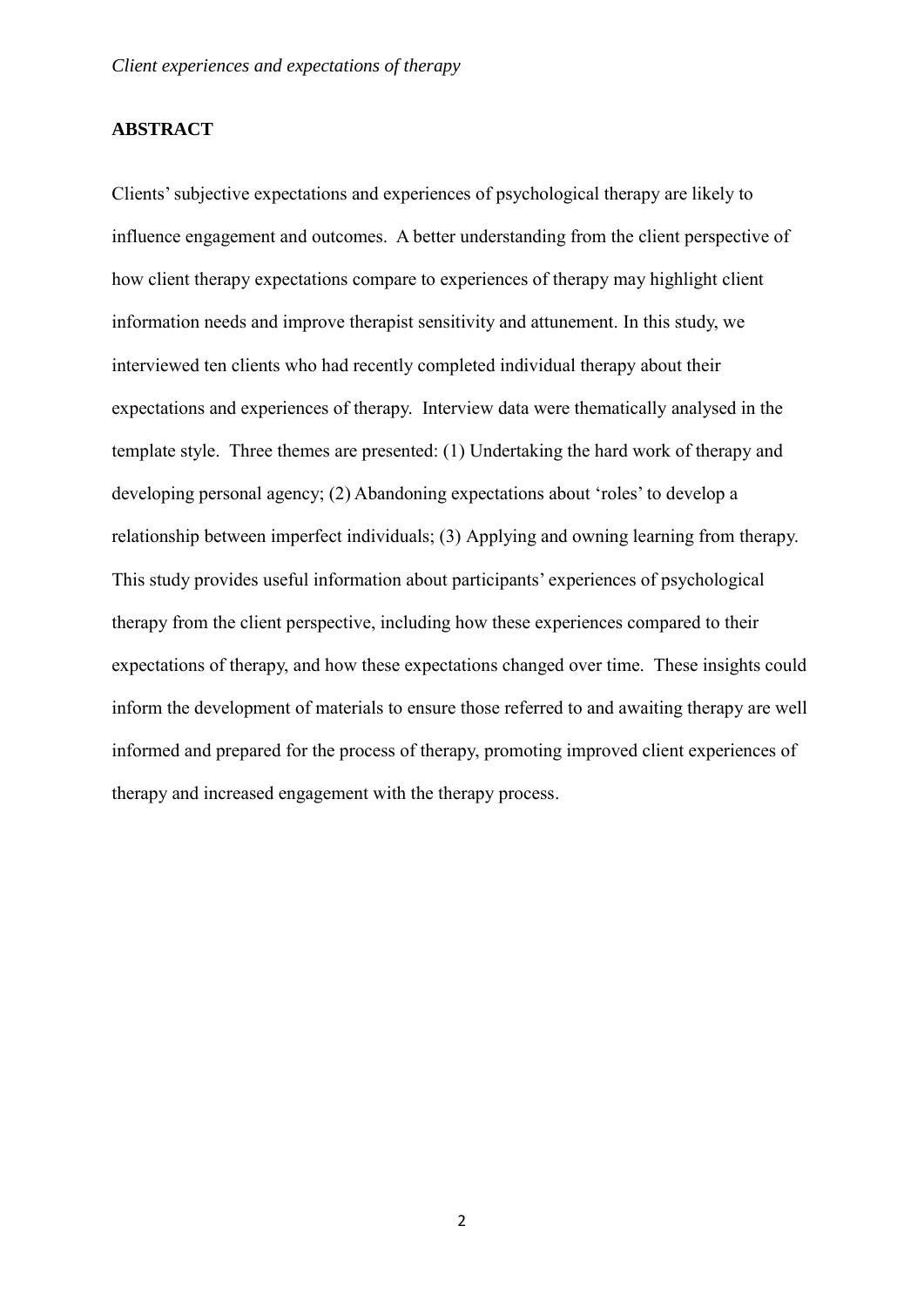## ABSTRACT

Clients' subjective expectations and experiences of psychological therapy are likely to influence engagement and outcomes. A better understanding from the client perspective of how client therapy expectations compare to experiences of therapy may highlight client information needs and improve therapist sensitivity and attunement. In this study, we interviewed ten clients who had recently completed individual therapy about their expectations and experiences of therapy. Interview data were thematically analysed in the template style. Three themes are presented: (1) Undertaking the hard work of therapy and developing personal agency; (2) Abandoning expectations about 'roles' to develop a relationship between imperfect individuals; (3) Applying and owning learning from therapy. This study provides useful information about participants' experiences of psychological therapy from the client perspective, including how these experiences compared to their expectations of therapy, and how these expectations changed over time. These insights could inform the development of materials to ensure those referred to and awaiting therapy are well informed and prepared for the process of therapy, promoting improved client experiences of therapy and increased engagement with the therapy process.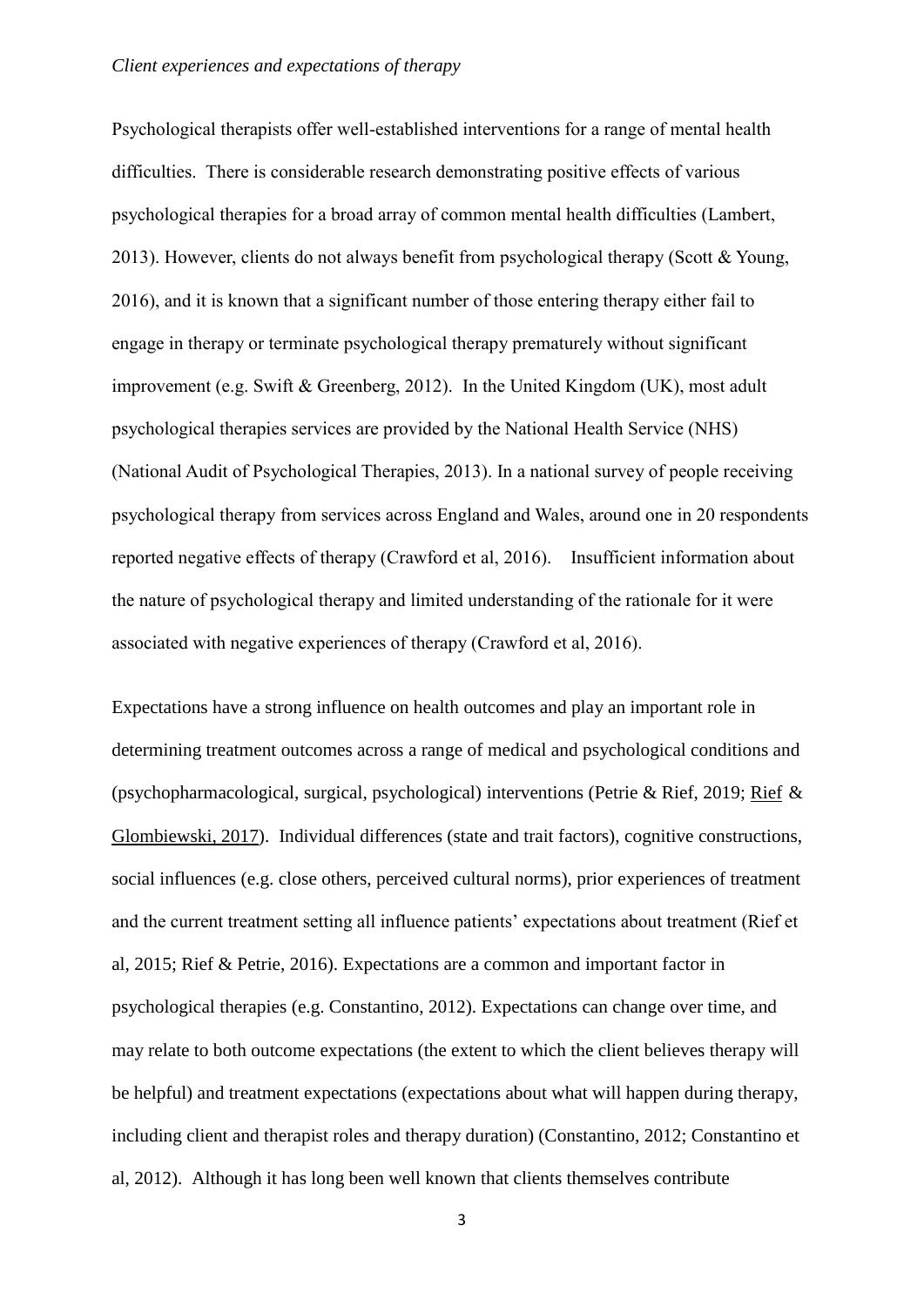Psychological therapists offer well-established interventions for a range of mental health difficulties. There is considerable research demonstrating positive effects of various psychological therapies for a broad array of common mental health difficulties (Lambert, 2013). However, clients do not always benefit from psychological therapy (Scott & Young, 2016), and it is known that a significant number of those entering therapy either fail to engage in therapy or terminate psychological therapy prematurely without significant improvement (e.g. Swift & Greenberg, 2012). In the United Kingdom (UK), most adult psychological therapies services are provided by the National Health Service (NHS) (National Audit of Psychological Therapies, 2013). In a national survey of people receiving psychological therapy from services across England and Wales, around one in 20 respondents reported negative effects of therapy (Crawford et al, 2016). Insufficient information about the nature of psychological therapy and limited understanding of the rationale for it were associated with negative experiences of therapy (Crawford et al, 2016).

Expectations have a strong influence on health outcomes and play an important role in determining treatment outcomes across a range of medical and psychological conditions and (psychopharmacological, surgical, psychological) interventions (Petrie & Rief, 2019; Rief & Glombiewski, 2017). Individual differences (state and trait factors), cognitive constructions, social influences (e.g. close others, perceived cultural norms), prior experiences of treatment and the current treatment setting all influence patients' expectations about treatment (Rief et al, 2015; Rief & Petrie, 2016). Expectations are a common and important factor in psychological therapies (e.g. Constantino, 2012). Expectations can change over time, and may relate to both outcome expectations (the extent to which the client believes therapy will be helpful) and treatment expectations (expectations about what will happen during therapy, including client and therapist roles and therapy duration) (Constantino, 2012; Constantino et al, 2012). Although it has long been well known that clients themselves contribute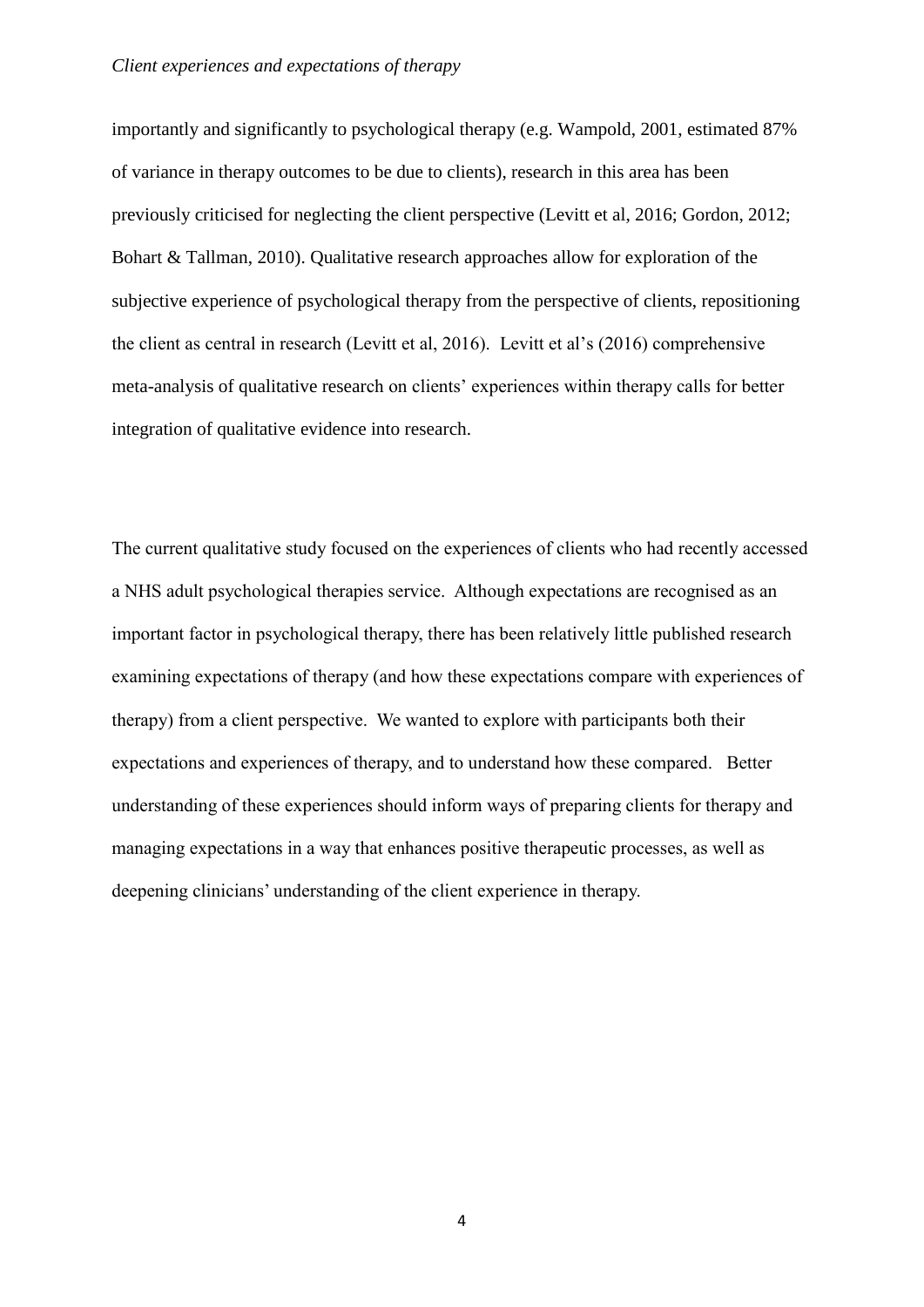importantly and significantly to psychological therapy (e.g. Wampold, 2001, estimated 87% of variance in therapy outcomes to be due to clients), research in this area has been previously criticised for neglecting the client perspective (Levitt et al, 2016; Gordon, 2012; Bohart & Tallman, 2010). Qualitative research approaches allow for exploration of the subjective experience of psychological therapy from the perspective of clients, repositioning the client as central in research (Levitt et al, 2016). Levitt et al's (2016) comprehensive meta-analysis of qualitative research on clients' experiences within therapy calls for better integration of qualitative evidence into research.

The current qualitative study focused on the experiences of clients who had recently accessed a NHS adult psychological therapies service. Although expectations are recognised as an important factor in psychological therapy, there has been relatively little published research examining expectations of therapy (and how these expectations compare with experiences of therapy) from a client perspective. We wanted to explore with participants both their expectations and experiences of therapy, and to understand how these compared. Better understanding of these experiences should inform ways of preparing clients for therapy and managing expectations in a way that enhances positive therapeutic processes, as well as deepening clinicians' understanding of the client experience in therapy.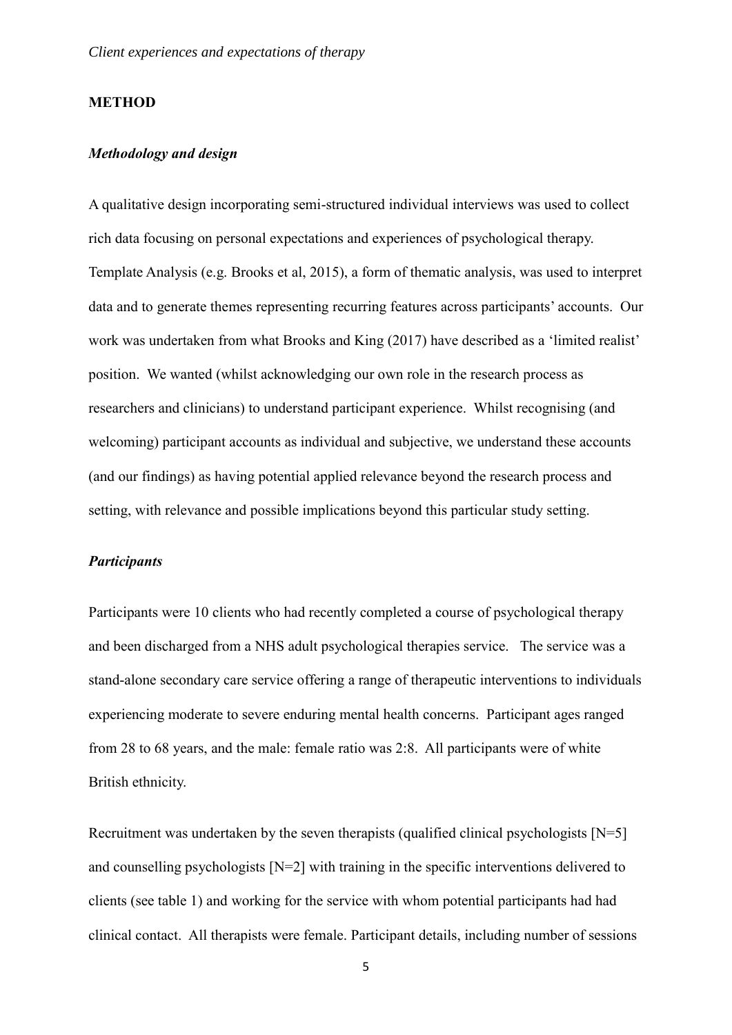## METHOD

### *Methodology and design*

A qualitative design incorporating semi-structured individual interviews was used to collect rich data focusing on personal expectations and experiences of psychological therapy. Template Analysis (e.g. Brooks et al, 2015), a form of thematic analysis, was used to interpret data and to generate themes representing recurring features across participants' accounts. Our work was undertaken from what Brooks and King (2017) have described as a 'limited realist' position. We wanted (whilst acknowledging our own role in the research process as researchers and clinicians) to understand participant experience. Whilst recognising (and welcoming) participant accounts as individual and subjective, we understand these accounts (and our findings) as having potential applied relevance beyond the research process and setting, with relevance and possible implications beyond this particular study setting.

### *Participants*

Participants were 10 clients who had recently completed a course of psychological therapy and been discharged from a NHS adult psychological therapies service. The service was a stand-alone secondary care service offering a range of therapeutic interventions to individuals experiencing moderate to severe enduring mental health concerns. Participant ages ranged from 28 to 68 years, and the male: female ratio was 2:8. All participants were of white British ethnicity.

Recruitment was undertaken by the seven therapists (qualified clinical psychologists [N=5] and counselling psychologists [N=2] with training in the specific interventions delivered to clients (see table 1) and working for the service with whom potential participants had had clinical contact. All therapists were female. Participant details, including number of sessions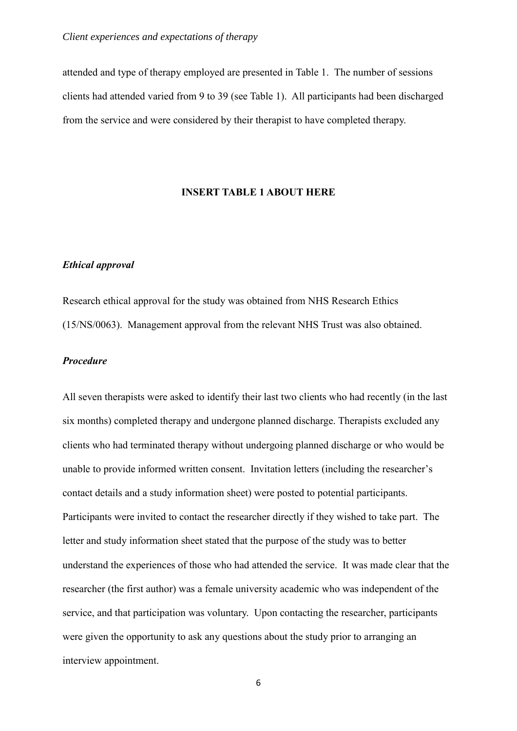attended and type of therapy employed are presented in Table 1. The number of sessions clients had attended varied from 9 to 39 (see Table 1). All participants had been discharged from the service and were considered by their therapist to have completed therapy.

**INSERT TABLE 1 ABOUT HERE**

### *Ethical approval*

Research ethical approval for the study was obtained from NHS Research Ethics (15/NS/0063). Management approval from the relevant NHS Trust was also obtained.

### *Procedure*

All seven therapists were asked to identify their last two clients who had recently (in the last six months) completed therapy and undergone planned discharge. Therapists excluded any clients who had terminated therapy without undergoing planned discharge or who would be unable to provide informed written consent. Invitation letters (including the researcher's contact details and a study information sheet) were posted to potential participants. Participants were invited to contact the researcher directly if they wished to take part. The letter and study information sheet stated that the purpose of the study was to better understand the experiences of those who had attended the service. It was made clear that the researcher (the first author) was a female university academic who was independent of the service, and that participation was voluntary. Upon contacting the researcher, participants were given the opportunity to ask any questions about the study prior to arranging an interview appointment.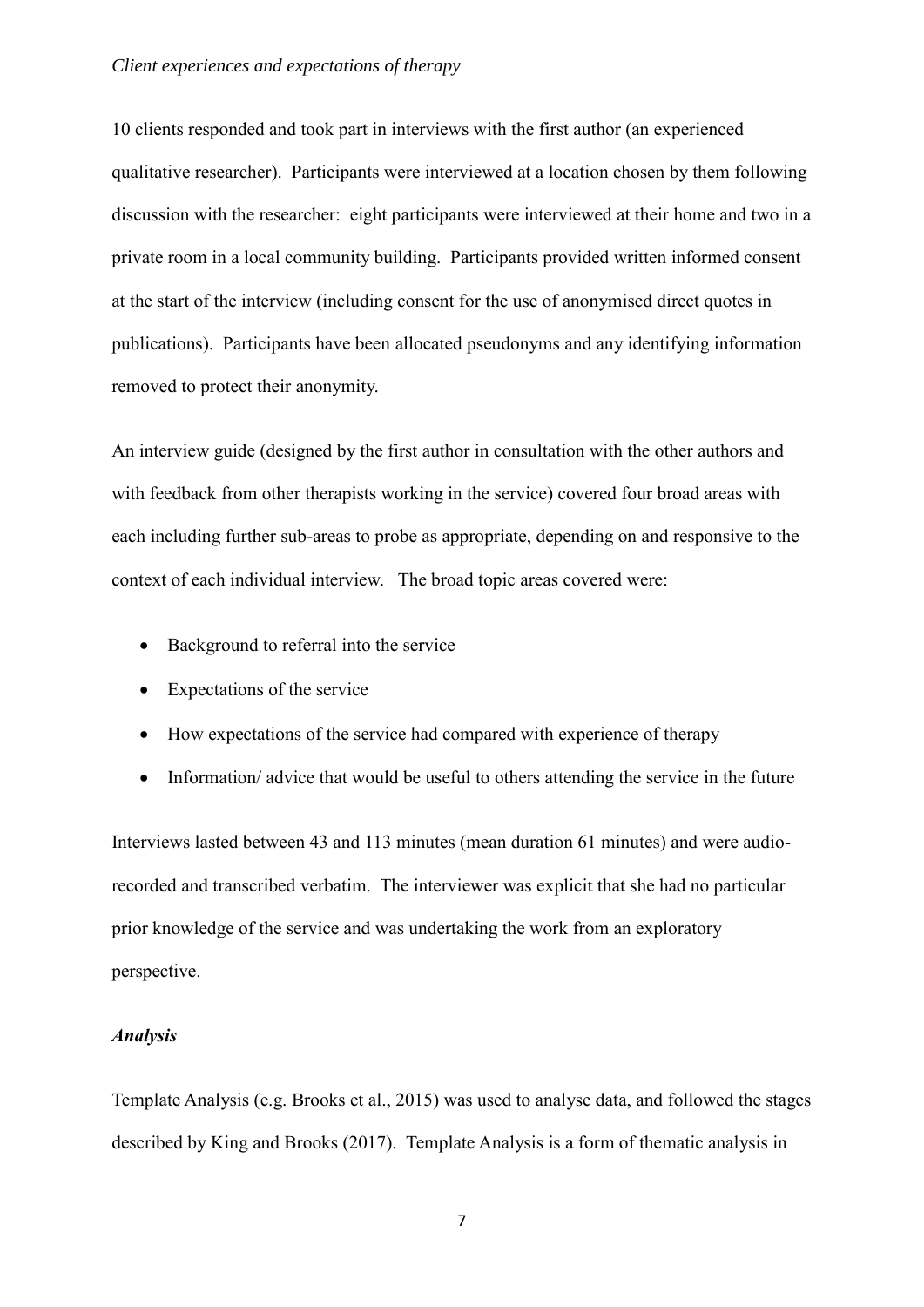10 clients responded and took part in interviews with the first author (an experienced qualitative researcher). Participants were interviewed at a location chosen by them following discussion with the researcher: eight participants were interviewed at their home and two in a private room in a local community building. Participants provided written informed consent at the start of the interview (including consent for the use of anonymised direct quotes in publications). Participants have been allocated pseudonyms and any identifying information removed to protect their anonymity.

An interview guide (designed by the first author in consultation with the other authors and with feedback from other therapists working in the service) covered four broad areas with each including further sub-areas to probe as appropriate, depending on and responsive to the context of each individual interview. The broad topic areas covered were:

- Background to referral into the service
- Expectations of the service
- How expectations of the service had compared with experience of therapy
- Information/ advice that would be useful to others attending the service in the future

Interviews lasted between 43 and 113 minutes (mean duration 61 minutes) and were audio-recorded and transcribed verbatim. The interviewer was explicit that she had no particular prior knowledge of the service and was undertaking the work from an exploratory perspective.

### *Analysis*

Template Analysis (e.g. Brooks et al., 2015) was used to analyse data, and followed the stages described by King and Brooks (2017). Template Analysis is a form of thematic analysis in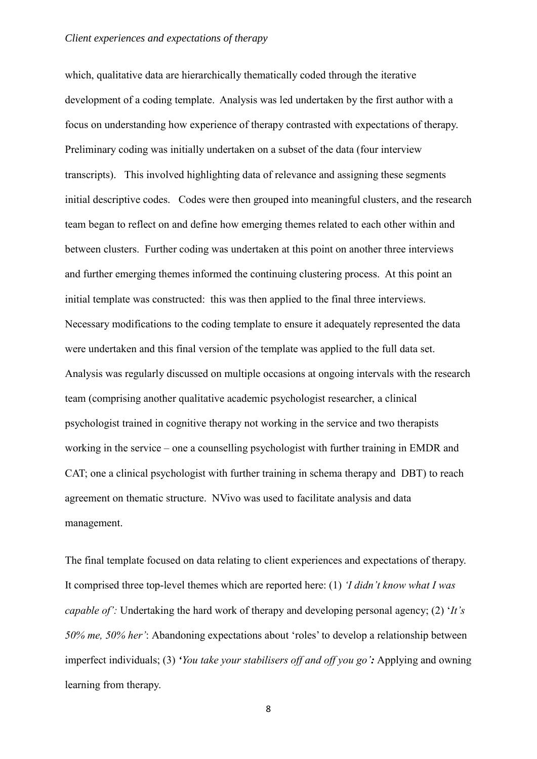which, qualitative data are hierarchically thematically coded through the iterative development of a coding template. Analysis was led undertaken by the first author with a focus on understanding how experience of therapy contrasted with expectations of therapy. Preliminary coding was initially undertaken on a subset of the data (four interview transcripts). This involved highlighting data of relevance and assigning these segments initial descriptive codes. Codes were then grouped into meaningful clusters, and the research team began to reflect on and define how emerging themes related to each other within and between clusters. Further coding was undertaken at this point on another three interviews and further emerging themes informed the continuing clustering process. At this point an initial template was constructed: this was then applied to the final three interviews. Necessary modifications to the coding template to ensure it adequately represented the data were undertaken and this final version of the template was applied to the full data set. Analysis was regularly discussed on multiple occasions at ongoing intervals with the research team (comprising another qualitative academic psychologist researcher, a clinical psychologist trained in cognitive therapy not working in the service and two therapists working in the service – one a counselling psychologist with further training in EMDR and CAT; one a clinical psychologist with further training in schema therapy and DBT) to reach agreement on thematic structure. NVivo was used to facilitate analysis and data management.

The final template focused on data relating to client experiences and expectations of therapy. It comprised three top-level themes which are reported here: (1) *'I didn't know what I was capable of':* Undertaking the hard work of therapy and developing personal agency; (2) '*It's 50% me, 50% her'*: Abandoning expectations about 'roles' to develop a relationship between imperfect individuals; (3) ***'****You take your stabilisers off and off you go'**:* Applying and owning learning from therapy.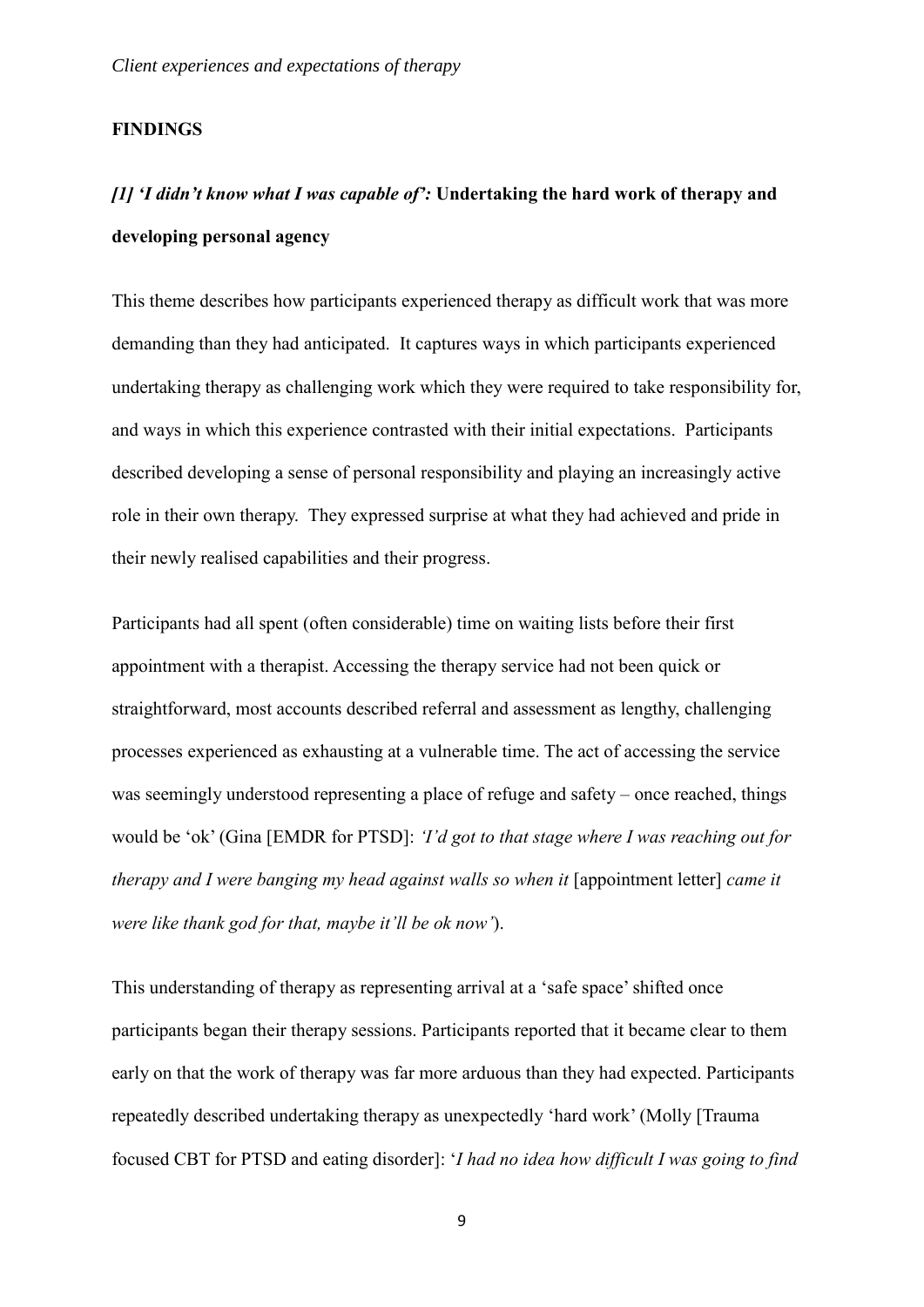## FINDINGS

### *[1] 'I didn't know what I was capable of':* Undertaking the hard work of therapy and developing personal agency

This theme describes how participants experienced therapy as difficult work that was more demanding than they had anticipated. It captures ways in which participants experienced undertaking therapy as challenging work which they were required to take responsibility for, and ways in which this experience contrasted with their initial expectations. Participants described developing a sense of personal responsibility and playing an increasingly active role in their own therapy. They expressed surprise at what they had achieved and pride in their newly realised capabilities and their progress.

Participants had all spent (often considerable) time on waiting lists before their first appointment with a therapist. Accessing the therapy service had not been quick or straightforward, most accounts described referral and assessment as lengthy, challenging processes experienced as exhausting at a vulnerable time. The act of accessing the service was seemingly understood representing a place of refuge and safety – once reached, things would be 'ok' (Gina [EMDR for PTSD]: *'I'd got to that stage where I was reaching out for therapy and I were banging my head against walls so when it* [appointment letter] *came it were like thank god for that, maybe it'll be ok now'*).

This understanding of therapy as representing arrival at a 'safe space' shifted once participants began their therapy sessions. Participants reported that it became clear to them early on that the work of therapy was far more arduous than they had expected. Participants repeatedly described undertaking therapy as unexpectedly 'hard work' (Molly [Trauma focused CBT for PTSD and eating disorder]: '*I had no idea how difficult I was going to find*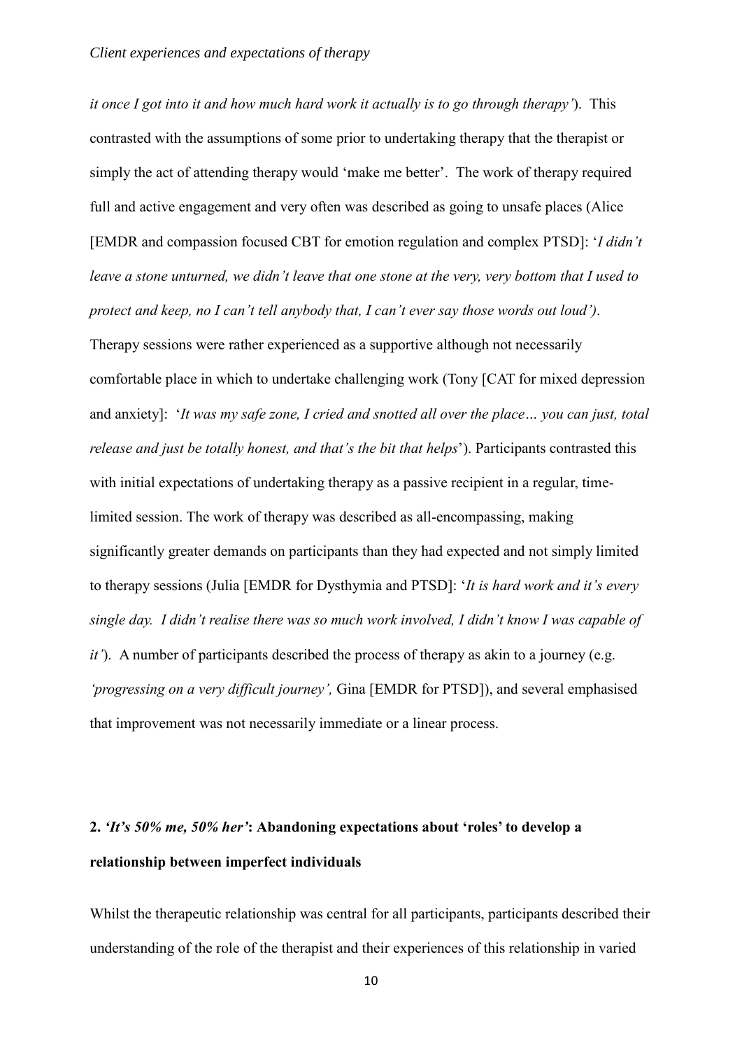*it once I got into it and how much hard work it actually is to go through therapy'*). This contrasted with the assumptions of some prior to undertaking therapy that the therapist or simply the act of attending therapy would 'make me better'. The work of therapy required full and active engagement and very often was described as going to unsafe places (Alice [EMDR and compassion focused CBT for emotion regulation and complex PTSD]: '*I didn't leave a stone unturned, we didn't leave that one stone at the very, very bottom that I used to protect and keep, no I can't tell anybody that, I can't ever say those words out loud'*). Therapy sessions were rather experienced as a supportive although not necessarily comfortable place in which to undertake challenging work (Tony [CAT for mixed depression and anxiety]: '*It was my safe zone, I cried and snotted all over the place… you can just, total release and just be totally honest, and that's the bit that helps*'). Participants contrasted this with initial expectations of undertaking therapy as a passive recipient in a regular, time-limited session. The work of therapy was described as all-encompassing, making significantly greater demands on participants than they had expected and not simply limited to therapy sessions (Julia [EMDR for Dysthymia and PTSD]: '*It is hard work and it's every single day. I didn't realise there was so much work involved, I didn't know I was capable of it'*). A number of participants described the process of therapy as akin to a journey (e.g. *'progressing on a very difficult journey',* Gina [EMDR for PTSD]), and several emphasised that improvement was not necessarily immediate or a linear process.

## 2. *'It's 50% me, 50% her'*: Abandoning expectations about 'roles' to develop a relationship between imperfect individuals

Whilst the therapeutic relationship was central for all participants, participants described their understanding of the role of the therapist and their experiences of this relationship in varied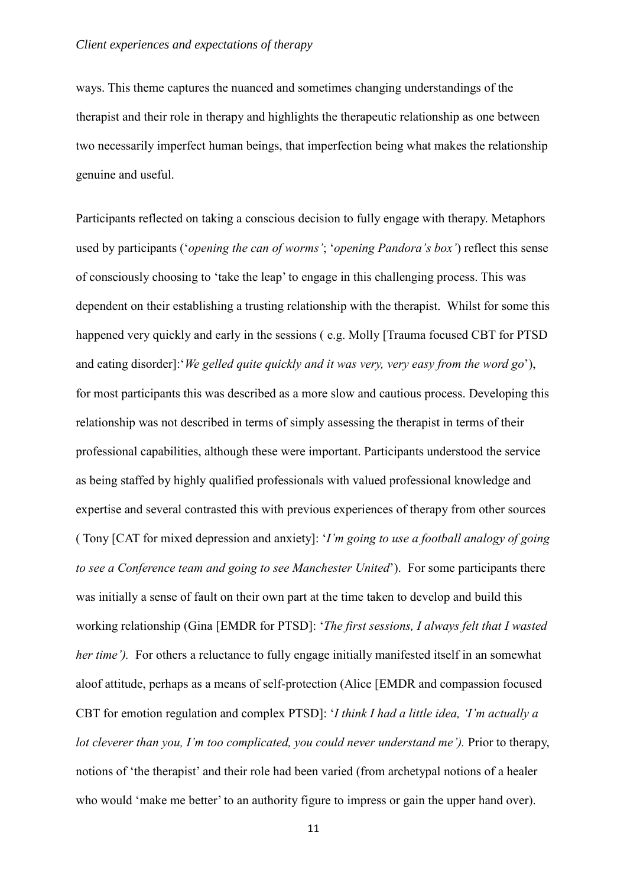ways. This theme captures the nuanced and sometimes changing understandings of the therapist and their role in therapy and highlights the therapeutic relationship as one between two necessarily imperfect human beings, that imperfection being what makes the relationship genuine and useful.

Participants reflected on taking a conscious decision to fully engage with therapy. Metaphors used by participants ('*opening the can of worms'*; '*opening Pandora's box'*) reflect this sense of consciously choosing to 'take the leap' to engage in this challenging process. This was dependent on their establishing a trusting relationship with the therapist. Whilst for some this happened very quickly and early in the sessions ( e.g. Molly [Trauma focused CBT for PTSD and eating disorder]:'*We gelled quite quickly and it was very, very easy from the word go*'), for most participants this was described as a more slow and cautious process. Developing this relationship was not described in terms of simply assessing the therapist in terms of their professional capabilities, although these were important. Participants understood the service as being staffed by highly qualified professionals with valued professional knowledge and expertise and several contrasted this with previous experiences of therapy from other sources ( Tony [CAT for mixed depression and anxiety]: '*I'm going to use a football analogy of going to see a Conference team and going to see Manchester United*'). For some participants there was initially a sense of fault on their own part at the time taken to develop and build this working relationship (Gina [EMDR for PTSD]: '*The first sessions, I always felt that I wasted her time').* For others a reluctance to fully engage initially manifested itself in an somewhat aloof attitude, perhaps as a means of self-protection (Alice [EMDR and compassion focused CBT for emotion regulation and complex PTSD]: '*I think I had a little idea, 'I'm actually a lot cleverer than you, I'm too complicated, you could never understand me').* Prior to therapy, notions of 'the therapist' and their role had been varied (from archetypal notions of a healer who would 'make me better' to an authority figure to impress or gain the upper hand over).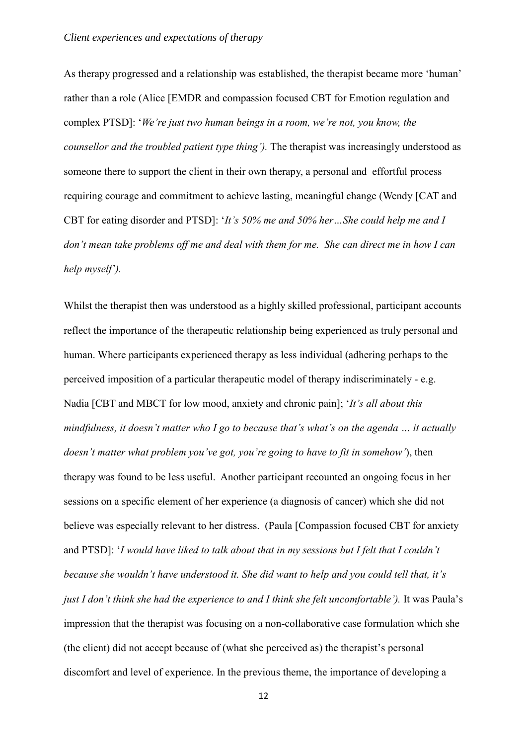As therapy progressed and a relationship was established, the therapist became more 'human' rather than a role (Alice [EMDR and compassion focused CBT for Emotion regulation and complex PTSD]: '*We're just two human beings in a room, we're not, you know, the counsellor and the troubled patient type thing').* The therapist was increasingly understood as someone there to support the client in their own therapy, a personal and effortful process requiring courage and commitment to achieve lasting, meaningful change (Wendy [CAT and CBT for eating disorder and PTSD]: '*It's 50% me and 50% her…She could help me and I don't mean take problems off me and deal with them for me. She can direct me in how I can help myself').*

Whilst the therapist then was understood as a highly skilled professional, participant accounts reflect the importance of the therapeutic relationship being experienced as truly personal and human. Where participants experienced therapy as less individual (adhering perhaps to the perceived imposition of a particular therapeutic model of therapy indiscriminately - e.g. Nadia [CBT and MBCT for low mood, anxiety and chronic pain]; '*It's all about this mindfulness, it doesn't matter who I go to because that's what's on the agenda … it actually doesn't matter what problem you've got, you're going to have to fit in somehow'*), then therapy was found to be less useful. Another participant recounted an ongoing focus in her sessions on a specific element of her experience (a diagnosis of cancer) which she did not believe was especially relevant to her distress. (Paula [Compassion focused CBT for anxiety and PTSD]: '*I would have liked to talk about that in my sessions but I felt that I couldn't because she wouldn't have understood it. She did want to help and you could tell that, it's just I don't think she had the experience to and I think she felt uncomfortable').* It was Paula's impression that the therapist was focusing on a non-collaborative case formulation which she (the client) did not accept because of (what she perceived as) the therapist's personal discomfort and level of experience. In the previous theme, the importance of developing a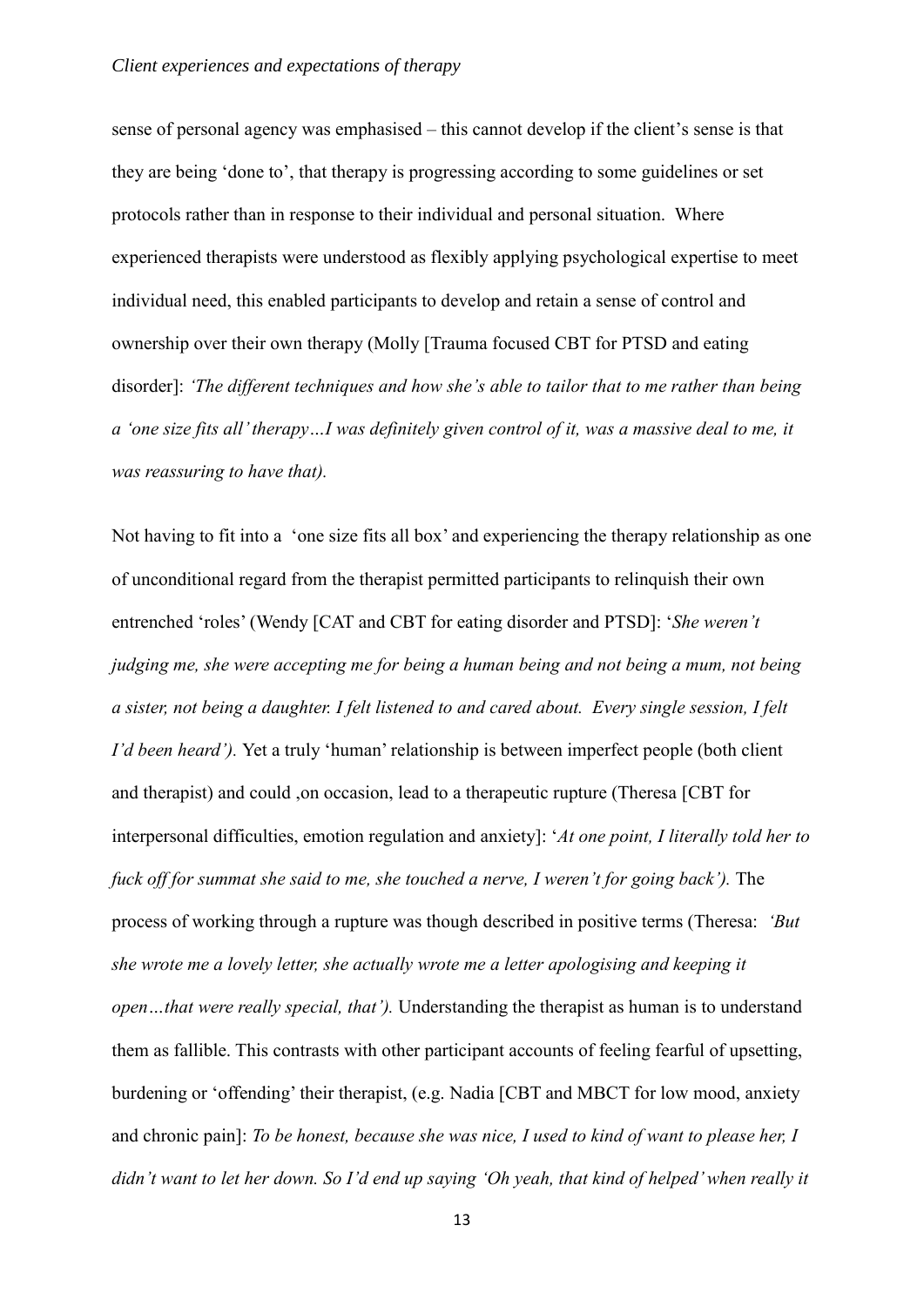sense of personal agency was emphasised – this cannot develop if the client's sense is that they are being 'done to', that therapy is progressing according to some guidelines or set protocols rather than in response to their individual and personal situation. Where experienced therapists were understood as flexibly applying psychological expertise to meet individual need, this enabled participants to develop and retain a sense of control and ownership over their own therapy (Molly [Trauma focused CBT for PTSD and eating disorder]: *'The different techniques and how she's able to tailor that to me rather than being a 'one size fits all' therapy…I was definitely given control of it, was a massive deal to me, it was reassuring to have that).*

Not having to fit into a 'one size fits all box' and experiencing the therapy relationship as one of unconditional regard from the therapist permitted participants to relinquish their own entrenched 'roles' (Wendy [CAT and CBT for eating disorder and PTSD]: '*She weren't judging me, she were accepting me for being a human being and not being a mum, not being a sister, not being a daughter. I felt listened to and cared about. Every single session, I felt I'd been heard').* Yet a truly 'human' relationship is between imperfect people (both client and therapist) and could ,on occasion, lead to a therapeutic rupture (Theresa [CBT for interpersonal difficulties, emotion regulation and anxiety]: '*At one point, I literally told her to fuck off for summat she said to me, she touched a nerve, I weren't for going back').* The process of working through a rupture was though described in positive terms (Theresa: *'But she wrote me a lovely letter, she actually wrote me a letter apologising and keeping it open…that were really special, that').* Understanding the therapist as human is to understand them as fallible. This contrasts with other participant accounts of feeling fearful of upsetting, burdening or 'offending' their therapist, (e.g. Nadia [CBT and MBCT for low mood, anxiety and chronic pain]: *To be honest, because she was nice, I used to kind of want to please her, I didn't want to let her down. So I'd end up saying 'Oh yeah, that kind of helped' when really it*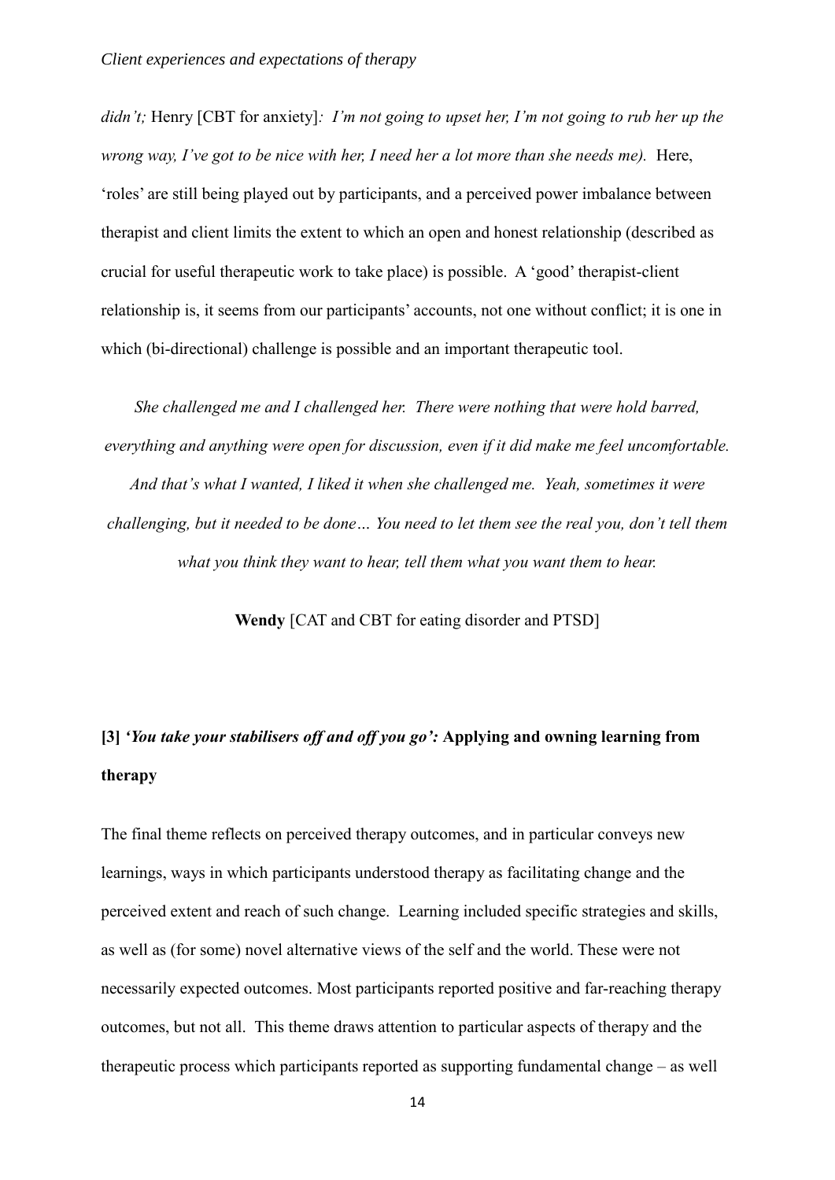*didn't;* Henry [CBT for anxiety]*: I'm not going to upset her, I'm not going to rub her up the wrong way, I've got to be nice with her, I need her a lot more than she needs me).* Here, 'roles' are still being played out by participants, and a perceived power imbalance between therapist and client limits the extent to which an open and honest relationship (described as crucial for useful therapeutic work to take place) is possible. A 'good' therapist-client relationship is, it seems from our participants' accounts, not one without conflict; it is one in which (bi-directional) challenge is possible and an important therapeutic tool.

> *She challenged me and I challenged her. There were nothing that were hold barred, everything and anything were open for discussion, even if it did make me feel uncomfortable. And that's what I wanted, I liked it when she challenged me. Yeah, sometimes it were challenging, but it needed to be done… You need to let them see the real you, don't tell them what you think they want to hear, tell them what you want them to hear.*
>
> **Wendy** [CAT and CBT for eating disorder and PTSD]

### [3] *'You take your stabilisers off and off you go':* Applying and owning learning from therapy

The final theme reflects on perceived therapy outcomes, and in particular conveys new learnings, ways in which participants understood therapy as facilitating change and the perceived extent and reach of such change. Learning included specific strategies and skills, as well as (for some) novel alternative views of the self and the world. These were not necessarily expected outcomes. Most participants reported positive and far-reaching therapy outcomes, but not all. This theme draws attention to particular aspects of therapy and the therapeutic process which participants reported as supporting fundamental change – as well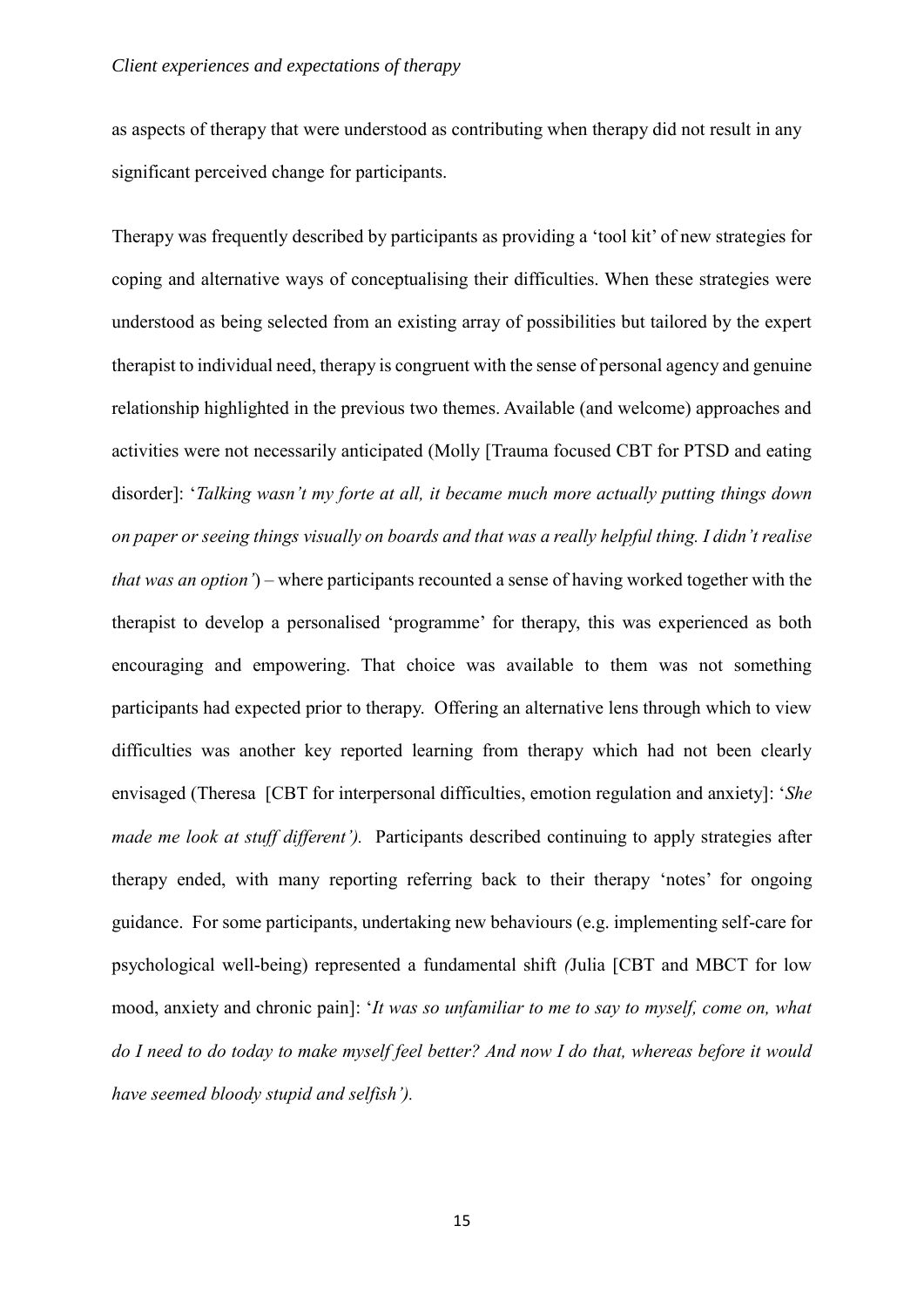as aspects of therapy that were understood as contributing when therapy did not result in any significant perceived change for participants.

Therapy was frequently described by participants as providing a 'tool kit' of new strategies for coping and alternative ways of conceptualising their difficulties. When these strategies were understood as being selected from an existing array of possibilities but tailored by the expert therapist to individual need, therapy is congruent with the sense of personal agency and genuine relationship highlighted in the previous two themes. Available (and welcome) approaches and activities were not necessarily anticipated (Molly [Trauma focused CBT for PTSD and eating disorder]: '*Talking wasn't my forte at all, it became much more actually putting things down on paper or seeing things visually on boards and that was a really helpful thing. I didn't realise that was an option'*) – where participants recounted a sense of having worked together with the therapist to develop a personalised 'programme' for therapy, this was experienced as both encouraging and empowering. That choice was available to them was not something participants had expected prior to therapy. Offering an alternative lens through which to view difficulties was another key reported learning from therapy which had not been clearly envisaged (Theresa [CBT for interpersonal difficulties, emotion regulation and anxiety]: '*She made me look at stuff different').* Participants described continuing to apply strategies after therapy ended, with many reporting referring back to their therapy 'notes' for ongoing guidance. For some participants, undertaking new behaviours (e.g. implementing self-care for psychological well-being) represented a fundamental shift *(*Julia [CBT and MBCT for low mood, anxiety and chronic pain]: '*It was so unfamiliar to me to say to myself, come on, what do I need to do today to make myself feel better? And now I do that, whereas before it would have seemed bloody stupid and selfish').*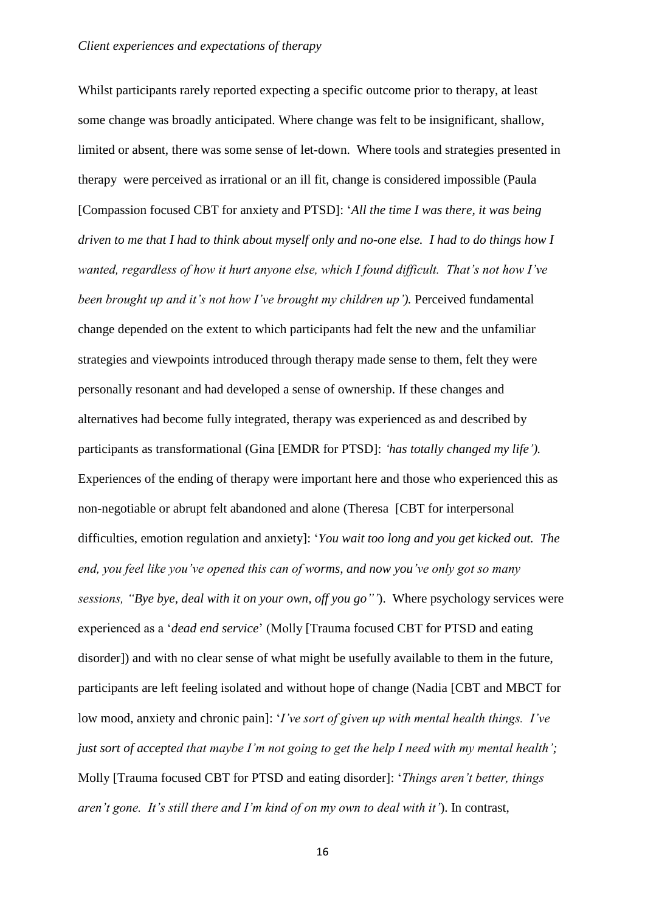*Client experiences and expectations of therapy*

Whilst participants rarely reported expecting a specific outcome prior to therapy, at least some change was broadly anticipated. Where change was felt to be insignificant, shallow, limited or absent, there was some sense of let-down. Where tools and strategies presented in therapy were perceived as irrational or an ill fit, change is considered impossible (Paula [Compassion focused CBT for anxiety and PTSD]: '*All the time I was there, it was being driven to me that I had to think about myself only and no-one else. I had to do things how I wanted, regardless of how it hurt anyone else, which I found difficult. That's not how I've been brought up and it's not how I've brought my children up').* Perceived fundamental change depended on the extent to which participants had felt the new and the unfamiliar strategies and viewpoints introduced through therapy made sense to them, felt they were personally resonant and had developed a sense of ownership. If these changes and alternatives had become fully integrated, therapy was experienced as and described by participants as transformational (Gina [EMDR for PTSD]: *'has totally changed my life').* Experiences of the ending of therapy were important here and those who experienced this as non-negotiable or abrupt felt abandoned and alone (Theresa [CBT for interpersonal difficulties, emotion regulation and anxiety]: '*You wait too long and you get kicked out. The end, you feel like you've opened this can of worms, and now you've only got so many sessions, "Bye bye, deal with it on your own, off you go"*'). Where psychology services were experienced as a '*dead end service*' (Molly [Trauma focused CBT for PTSD and eating disorder]) and with no clear sense of what might be usefully available to them in the future, participants are left feeling isolated and without hope of change (Nadia [CBT and MBCT for low mood, anxiety and chronic pain]: '*I've sort of given up with mental health things. I've just sort of accepted that maybe I'm not going to get the help I need with my mental health';* Molly [Trauma focused CBT for PTSD and eating disorder]: '*Things aren't better, things aren't gone. It's still there and I'm kind of on my own to deal with it'*). In contrast,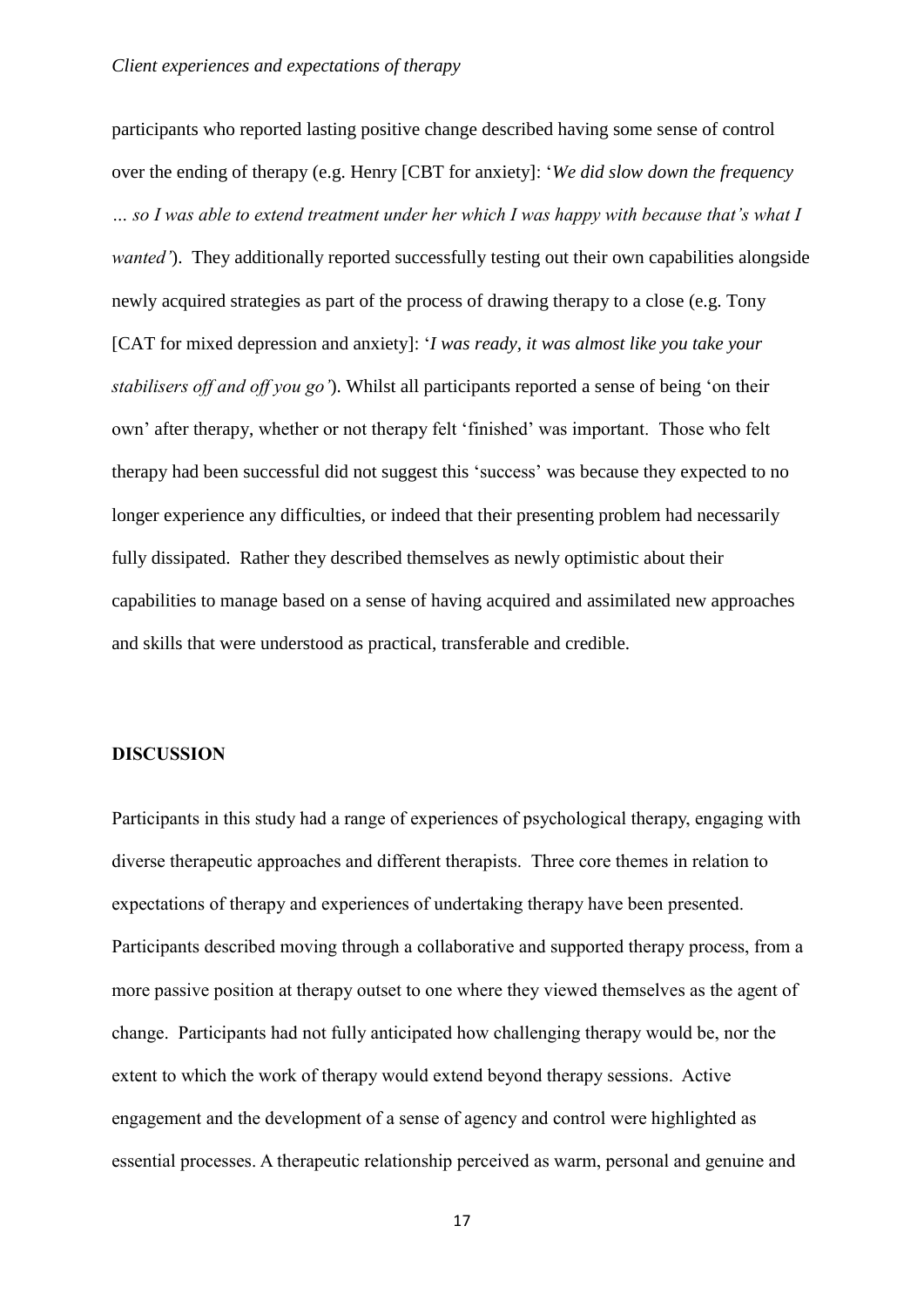participants who reported lasting positive change described having some sense of control over the ending of therapy (e.g. Henry [CBT for anxiety]: '*We did slow down the frequency … so I was able to extend treatment under her which I was happy with because that's what I wanted'*). They additionally reported successfully testing out their own capabilities alongside newly acquired strategies as part of the process of drawing therapy to a close (e.g. Tony [CAT for mixed depression and anxiety]: '*I was ready, it was almost like you take your stabilisers off and off you go'*). Whilst all participants reported a sense of being 'on their own' after therapy, whether or not therapy felt 'finished' was important. Those who felt therapy had been successful did not suggest this 'success' was because they expected to no longer experience any difficulties, or indeed that their presenting problem had necessarily fully dissipated. Rather they described themselves as newly optimistic about their capabilities to manage based on a sense of having acquired and assimilated new approaches and skills that were understood as practical, transferable and credible.

## DISCUSSION

Participants in this study had a range of experiences of psychological therapy, engaging with diverse therapeutic approaches and different therapists. Three core themes in relation to expectations of therapy and experiences of undertaking therapy have been presented. Participants described moving through a collaborative and supported therapy process, from a more passive position at therapy outset to one where they viewed themselves as the agent of change. Participants had not fully anticipated how challenging therapy would be, nor the extent to which the work of therapy would extend beyond therapy sessions. Active engagement and the development of a sense of agency and control were highlighted as essential processes. A therapeutic relationship perceived as warm, personal and genuine and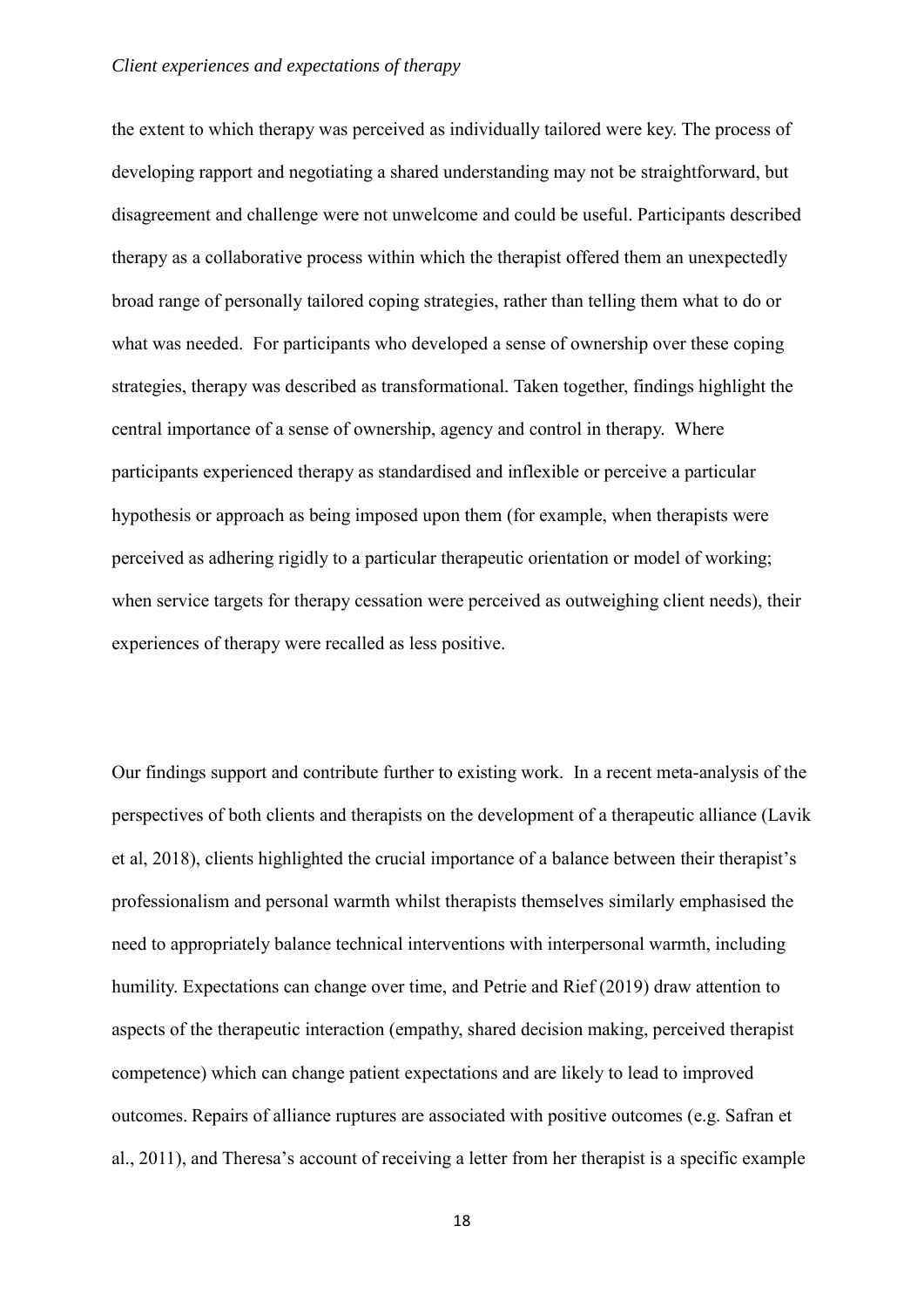the extent to which therapy was perceived as individually tailored were key. The process of developing rapport and negotiating a shared understanding may not be straightforward, but disagreement and challenge were not unwelcome and could be useful. Participants described therapy as a collaborative process within which the therapist offered them an unexpectedly broad range of personally tailored coping strategies, rather than telling them what to do or what was needed. For participants who developed a sense of ownership over these coping strategies, therapy was described as transformational. Taken together, findings highlight the central importance of a sense of ownership, agency and control in therapy. Where participants experienced therapy as standardised and inflexible or perceive a particular hypothesis or approach as being imposed upon them (for example, when therapists were perceived as adhering rigidly to a particular therapeutic orientation or model of working; when service targets for therapy cessation were perceived as outweighing client needs), their experiences of therapy were recalled as less positive.

Our findings support and contribute further to existing work. In a recent meta-analysis of the perspectives of both clients and therapists on the development of a therapeutic alliance (Lavik et al, 2018), clients highlighted the crucial importance of a balance between their therapist's professionalism and personal warmth whilst therapists themselves similarly emphasised the need to appropriately balance technical interventions with interpersonal warmth, including humility. Expectations can change over time, and Petrie and Rief (2019) draw attention to aspects of the therapeutic interaction (empathy, shared decision making, perceived therapist competence) which can change patient expectations and are likely to lead to improved outcomes. Repairs of alliance ruptures are associated with positive outcomes (e.g. Safran et al., 2011), and Theresa's account of receiving a letter from her therapist is a specific example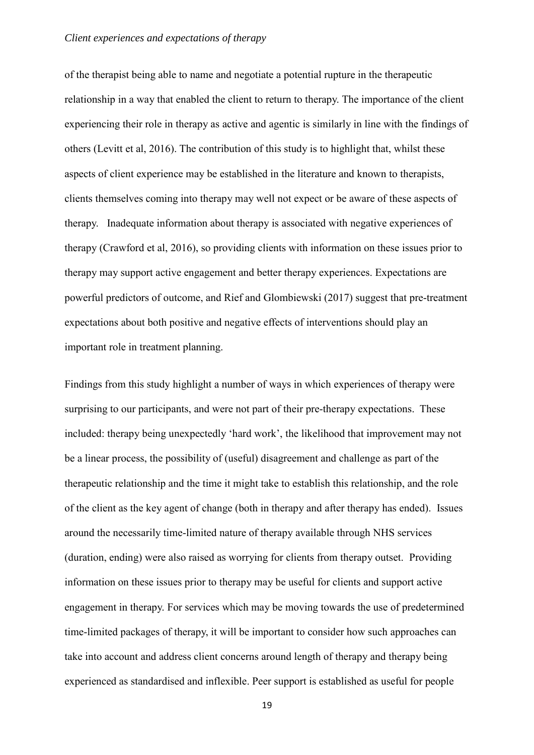of the therapist being able to name and negotiate a potential rupture in the therapeutic relationship in a way that enabled the client to return to therapy. The importance of the client experiencing their role in therapy as active and agentic is similarly in line with the findings of others (Levitt et al, 2016). The contribution of this study is to highlight that, whilst these aspects of client experience may be established in the literature and known to therapists, clients themselves coming into therapy may well not expect or be aware of these aspects of therapy. Inadequate information about therapy is associated with negative experiences of therapy (Crawford et al, 2016), so providing clients with information on these issues prior to therapy may support active engagement and better therapy experiences. Expectations are powerful predictors of outcome, and Rief and Glombiewski (2017) suggest that pre-treatment expectations about both positive and negative effects of interventions should play an important role in treatment planning.

Findings from this study highlight a number of ways in which experiences of therapy were surprising to our participants, and were not part of their pre-therapy expectations. These included: therapy being unexpectedly 'hard work', the likelihood that improvement may not be a linear process, the possibility of (useful) disagreement and challenge as part of the therapeutic relationship and the time it might take to establish this relationship, and the role of the client as the key agent of change (both in therapy and after therapy has ended). Issues around the necessarily time-limited nature of therapy available through NHS services (duration, ending) were also raised as worrying for clients from therapy outset. Providing information on these issues prior to therapy may be useful for clients and support active engagement in therapy. For services which may be moving towards the use of predetermined time-limited packages of therapy, it will be important to consider how such approaches can take into account and address client concerns around length of therapy and therapy being experienced as standardised and inflexible. Peer support is established as useful for people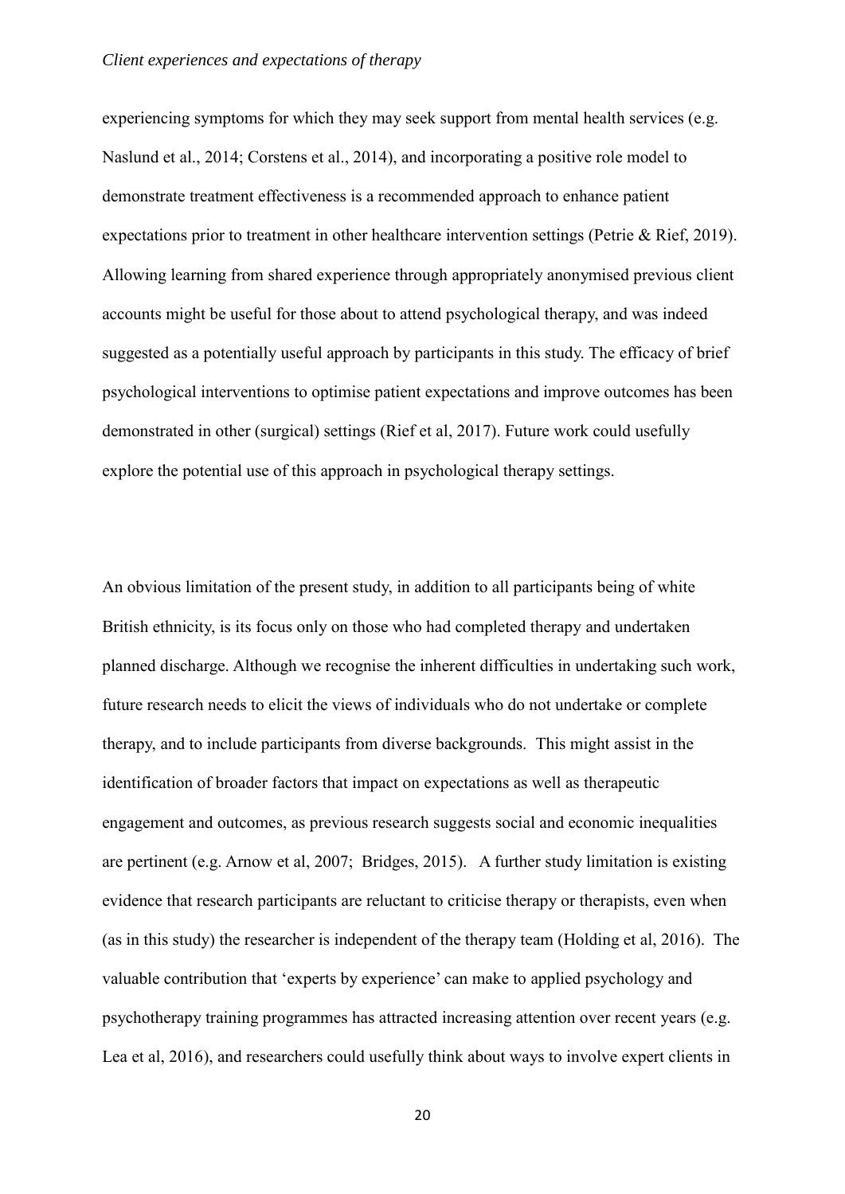experiencing symptoms for which they may seek support from mental health services (e.g. Naslund et al., 2014; Corstens et al., 2014), and incorporating a positive role model to demonstrate treatment effectiveness is a recommended approach to enhance patient expectations prior to treatment in other healthcare intervention settings (Petrie & Rief, 2019). Allowing learning from shared experience through appropriately anonymised previous client accounts might be useful for those about to attend psychological therapy, and was indeed suggested as a potentially useful approach by participants in this study. The efficacy of brief psychological interventions to optimise patient expectations and improve outcomes has been demonstrated in other (surgical) settings (Rief et al, 2017). Future work could usefully explore the potential use of this approach in psychological therapy settings.

An obvious limitation of the present study, in addition to all participants being of white British ethnicity, is its focus only on those who had completed therapy and undertaken planned discharge. Although we recognise the inherent difficulties in undertaking such work, future research needs to elicit the views of individuals who do not undertake or complete therapy, and to include participants from diverse backgrounds. This might assist in the identification of broader factors that impact on expectations as well as therapeutic engagement and outcomes, as previous research suggests social and economic inequalities are pertinent (e.g. Arnow et al, 2007; Bridges, 2015). A further study limitation is existing evidence that research participants are reluctant to criticise therapy or therapists, even when (as in this study) the researcher is independent of the therapy team (Holding et al, 2016). The valuable contribution that 'experts by experience' can make to applied psychology and psychotherapy training programmes has attracted increasing attention over recent years (e.g. Lea et al, 2016), and researchers could usefully think about ways to involve expert clients in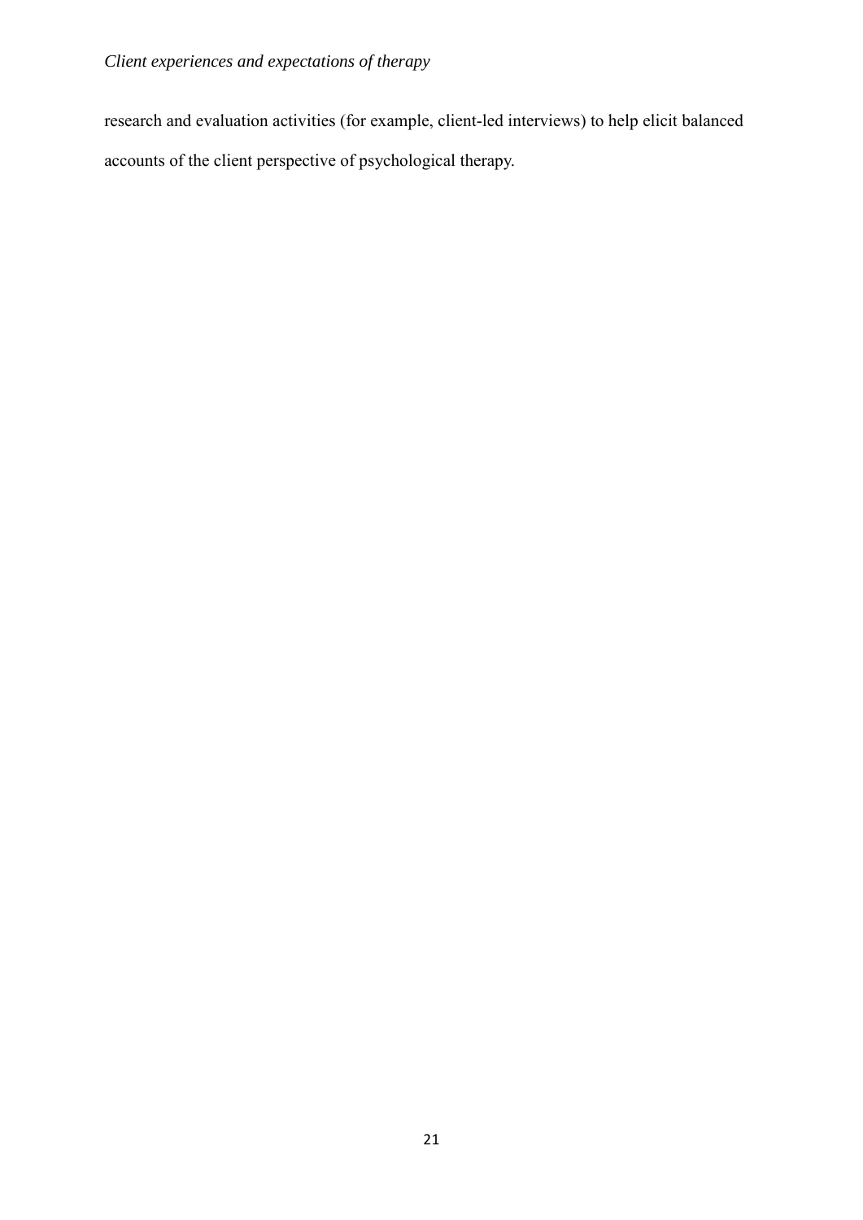research and evaluation activities (for example, client-led interviews) to help elicit balanced accounts of the client perspective of psychological therapy.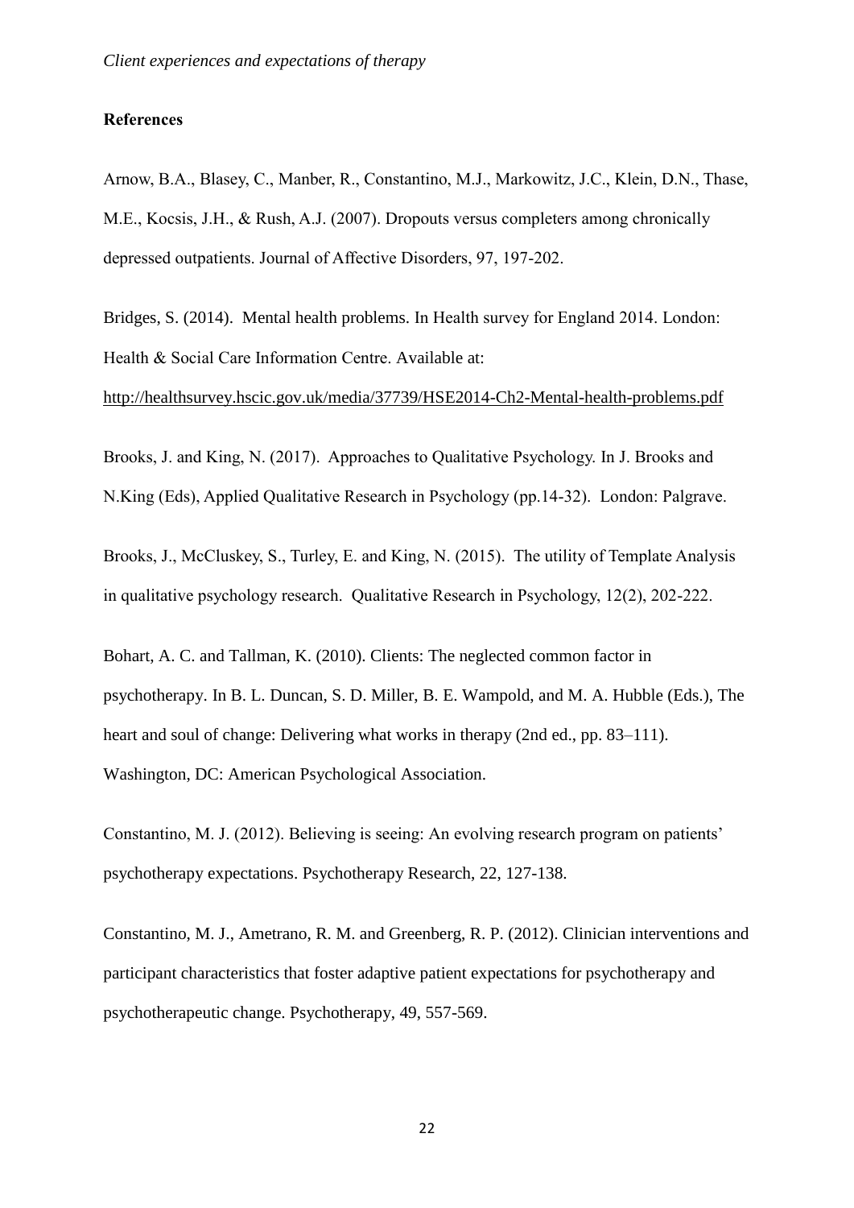## References

Arnow, B.A., Blasey, C., Manber, R., Constantino, M.J., Markowitz, J.C., Klein, D.N., Thase, M.E., Kocsis, J.H., & Rush, A.J. (2007). Dropouts versus completers among chronically depressed outpatients. Journal of Affective Disorders, 97, 197-202.

Bridges, S. (2014). Mental health problems. In Health survey for England 2014. London: Health & Social Care Information Centre. Available at: http://healthsurvey.hscic.gov.uk/media/37739/HSE2014-Ch2-Mental-health-problems.pdf

Brooks, J. and King, N. (2017). Approaches to Qualitative Psychology. In J. Brooks and N.King (Eds), Applied Qualitative Research in Psychology (pp.14-32). London: Palgrave.

Brooks, J., McCluskey, S., Turley, E. and King, N. (2015). The utility of Template Analysis in qualitative psychology research. Qualitative Research in Psychology, 12(2), 202-222.

Bohart, A. C. and Tallman, K. (2010). Clients: The neglected common factor in psychotherapy. In B. L. Duncan, S. D. Miller, B. E. Wampold, and M. A. Hubble (Eds.), The heart and soul of change: Delivering what works in therapy (2nd ed., pp. 83–111). Washington, DC: American Psychological Association.

Constantino, M. J. (2012). Believing is seeing: An evolving research program on patients' psychotherapy expectations. Psychotherapy Research, 22, 127-138.

Constantino, M. J., Ametrano, R. M. and Greenberg, R. P. (2012). Clinician interventions and participant characteristics that foster adaptive patient expectations for psychotherapy and psychotherapeutic change. Psychotherapy, 49, 557-569.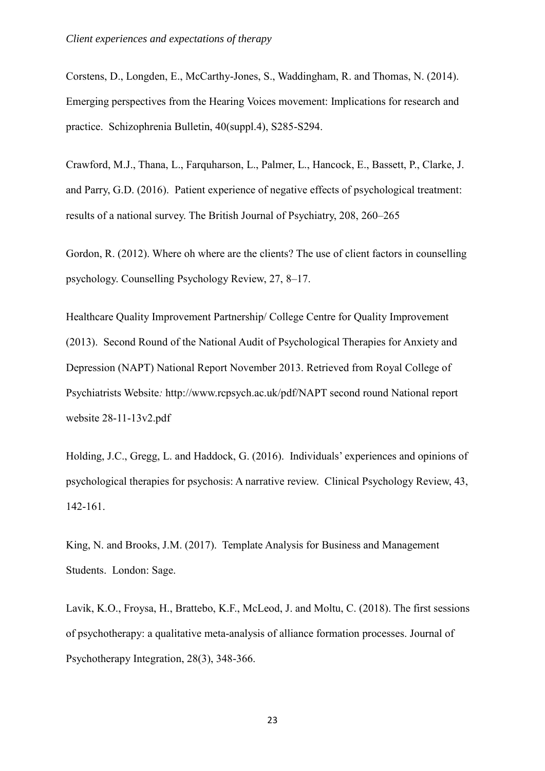Corstens, D., Longden, E., McCarthy-Jones, S., Waddingham, R. and Thomas, N. (2014). Emerging perspectives from the Hearing Voices movement: Implications for research and practice. Schizophrenia Bulletin, 40(suppl.4), S285-S294.

Crawford, M.J., Thana, L., Farquharson, L., Palmer, L., Hancock, E., Bassett, P., Clarke, J. and Parry, G.D. (2016). Patient experience of negative effects of psychological treatment: results of a national survey. The British Journal of Psychiatry, 208, 260–265

Gordon, R. (2012). Where oh where are the clients? The use of client factors in counselling psychology. Counselling Psychology Review, 27, 8–17.

Healthcare Quality Improvement Partnership/ College Centre for Quality Improvement (2013). Second Round of the National Audit of Psychological Therapies for Anxiety and Depression (NAPT) National Report November 2013. Retrieved from Royal College of Psychiatrists Website*:* http://www.rcpsych.ac.uk/pdf/NAPT second round National report website 28-11-13v2.pdf

Holding, J.C., Gregg, L. and Haddock, G. (2016). Individuals' experiences and opinions of psychological therapies for psychosis: A narrative review. Clinical Psychology Review, 43, 142-161.

King, N. and Brooks, J.M. (2017). Template Analysis for Business and Management Students. London: Sage.

Lavik, K.O., Froysa, H., Brattebo, K.F., McLeod, J. and Moltu, C. (2018). The first sessions of psychotherapy: a qualitative meta-analysis of alliance formation processes. Journal of Psychotherapy Integration, 28(3), 348-366.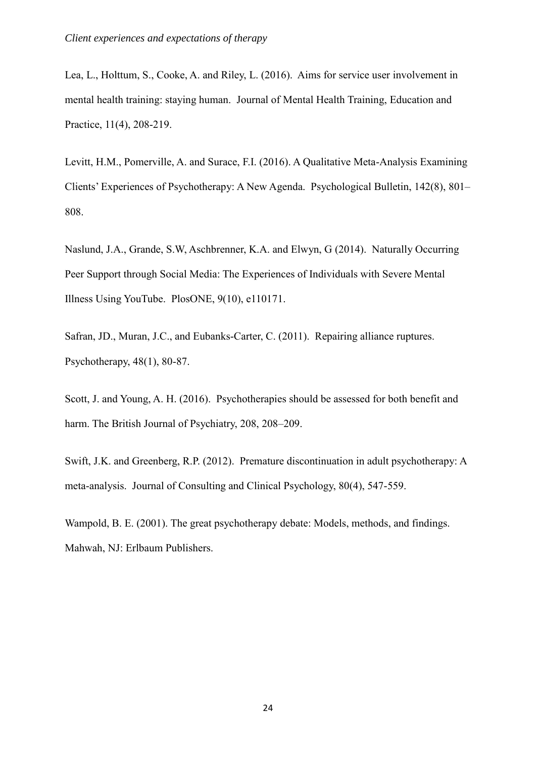Lea, L., Holttum, S., Cooke, A. and Riley, L. (2016). Aims for service user involvement in mental health training: staying human. Journal of Mental Health Training, Education and Practice, 11(4), 208-219.

Levitt, H.M., Pomerville, A. and Surace, F.I. (2016). A Qualitative Meta-Analysis Examining Clients' Experiences of Psychotherapy: A New Agenda. Psychological Bulletin, 142(8), 801–808.

Naslund, J.A., Grande, S.W, Aschbrenner, K.A. and Elwyn, G (2014). Naturally Occurring Peer Support through Social Media: The Experiences of Individuals with Severe Mental Illness Using YouTube. PlosONE, 9(10), e110171.

Safran, JD., Muran, J.C., and Eubanks-Carter, C. (2011). Repairing alliance ruptures. Psychotherapy, 48(1), 80-87.

Scott, J. and Young, A. H. (2016). Psychotherapies should be assessed for both benefit and harm. The British Journal of Psychiatry, 208, 208–209.

Swift, J.K. and Greenberg, R.P. (2012). Premature discontinuation in adult psychotherapy: A meta-analysis. Journal of Consulting and Clinical Psychology, 80(4), 547-559.

Wampold, B. E. (2001). The great psychotherapy debate: Models, methods, and findings. Mahwah, NJ: Erlbaum Publishers.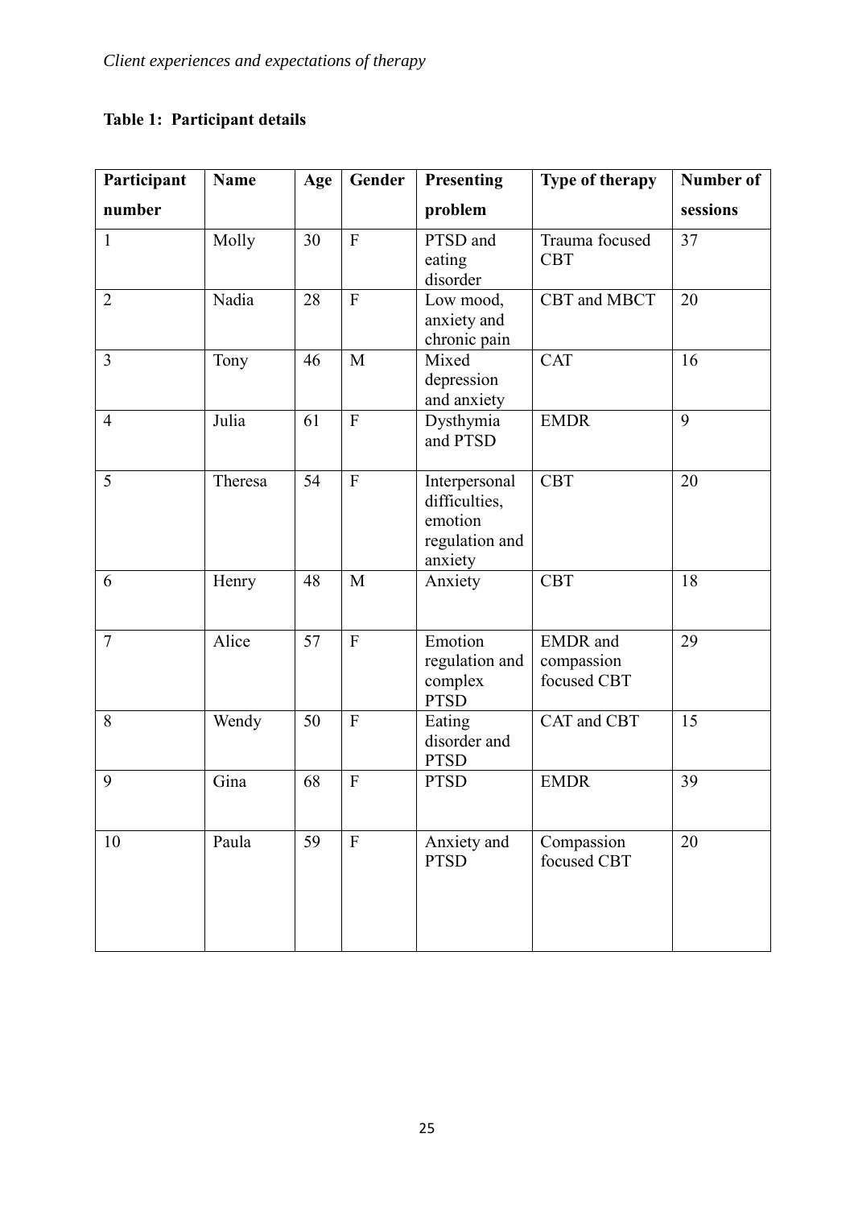**Table 1: Participant details**

| Participant number | Name | Age | Gender | Presenting problem | Type of therapy | Number of sessions |
|---|---|---|---|---|---|---|
| 1 | Molly | 30 | F | PTSD and eating disorder | Trauma focused CBT | 37 |
| 2 | Nadia | 28 | F | Low mood, anxiety and chronic pain | CBT and MBCT | 20 |
| 3 | Tony | 46 | M | Mixed depression and anxiety | CAT | 16 |
| 4 | Julia | 61 | F | Dysthymia and PTSD | EMDR | 9 |
| 5 | Theresa | 54 | F | Interpersonal difficulties, emotion regulation and anxiety | CBT | 20 |
| 6 | Henry | 48 | M | Anxiety | CBT | 18 |
| 7 | Alice | 57 | F | Emotion regulation and complex PTSD | EMDR and compassion focused CBT | 29 |
| 8 | Wendy | 50 | F | Eating disorder and PTSD | CAT and CBT | 15 |
| 9 | Gina | 68 | F | PTSD | EMDR | 39 |
| 10 | Paula | 59 | F | Anxiety and PTSD | Compassion focused CBT | 20 |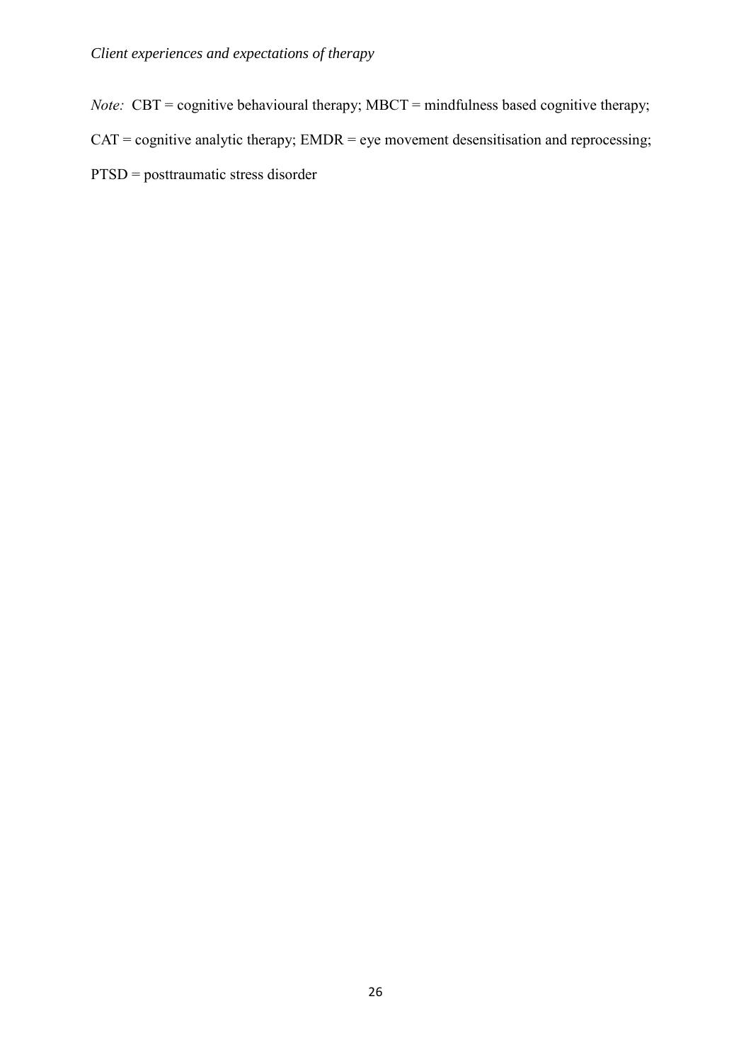*Note:* CBT = cognitive behavioural therapy; MBCT = mindfulness based cognitive therapy; CAT = cognitive analytic therapy; EMDR = eye movement desensitisation and reprocessing; PTSD = posttraumatic stress disorder